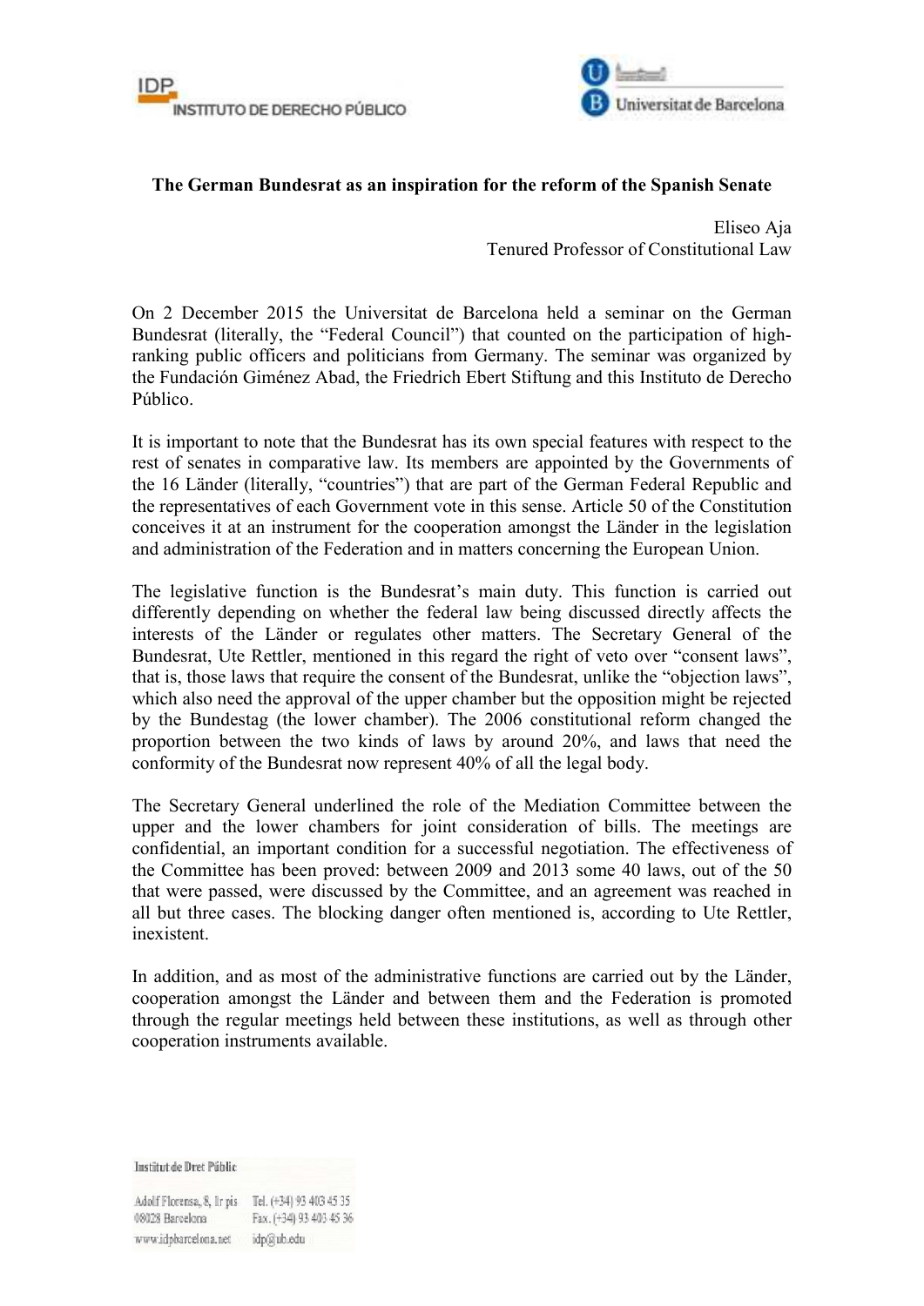IDP INSTITUTO DE DERECHO PÚBLICO

Universitat de Barcelona

**The German Bundesrat as an inspiration for the reform of the Spanish Senate**

Eliseo Aja
Tenured Professor of Constitutional Law

On 2 December 2015 the Universitat de Barcelona held a seminar on the German Bundesrat (literally, the "Federal Council") that counted on the participation of high-ranking public officers and politicians from Germany. The seminar was organized by the Fundación Giménez Abad, the Friedrich Ebert Stiftung and this Instituto de Derecho Público.

It is important to note that the Bundesrat has its own special features with respect to the rest of senates in comparative law. Its members are appointed by the Governments of the 16 Länder (literally, "countries") that are part of the German Federal Republic and the representatives of each Government vote in this sense. Article 50 of the Constitution conceives it at an instrument for the cooperation amongst the Länder in the legislation and administration of the Federation and in matters concerning the European Union.

The legislative function is the Bundesrat's main duty. This function is carried out differently depending on whether the federal law being discussed directly affects the interests of the Länder or regulates other matters. The Secretary General of the Bundesrat, Ute Rettler, mentioned in this regard the right of veto over "consent laws", that is, those laws that require the consent of the Bundesrat, unlike the "objection laws", which also need the approval of the upper chamber but the opposition might be rejected by the Bundestag (the lower chamber). The 2006 constitutional reform changed the proportion between the two kinds of laws by around 20%, and laws that need the conformity of the Bundesrat now represent 40% of all the legal body.

The Secretary General underlined the role of the Mediation Committee between the upper and the lower chambers for joint consideration of bills. The meetings are confidential, an important condition for a successful negotiation. The effectiveness of the Committee has been proved: between 2009 and 2013 some 40 laws, out of the 50 that were passed, were discussed by the Committee, and an agreement was reached in all but three cases. The blocking danger often mentioned is, according to Ute Rettler, inexistent.

In addition, and as most of the administrative functions are carried out by the Länder, cooperation amongst the Länder and between them and the Federation is promoted through the regular meetings held between these institutions, as well as through other cooperation instruments available.

Institut de Dret Públic

Adolf Florensa, 8, Ir pis 08028 Barcelona | Tel. (+34) 93 403 45 35 Fax. (+34) 93 403 45 36
www.idpbarcelona.net | idp@ub.edu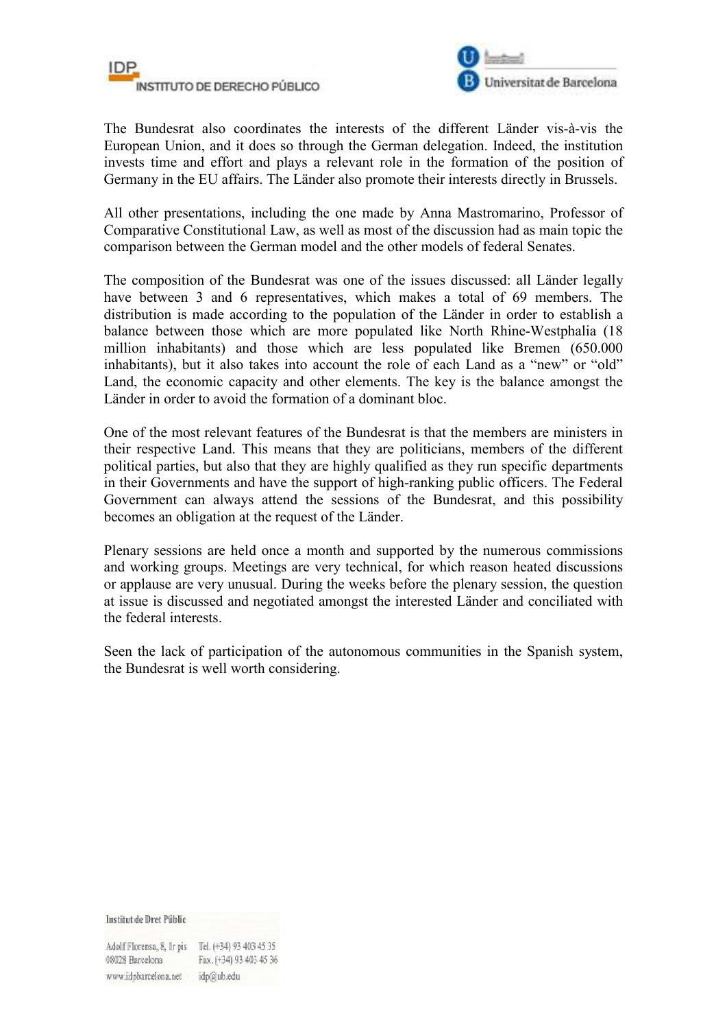The Bundesrat also coordinates the interests of the different Länder vis-à-vis the European Union, and it does so through the German delegation. Indeed, the institution invests time and effort and plays a relevant role in the formation of the position of Germany in the EU affairs. The Länder also promote their interests directly in Brussels.

All other presentations, including the one made by Anna Mastromarino, Professor of Comparative Constitutional Law, as well as most of the discussion had as main topic the comparison between the German model and the other models of federal Senates.

The composition of the Bundesrat was one of the issues discussed: all Länder legally have between 3 and 6 representatives, which makes a total of 69 members. The distribution is made according to the population of the Länder in order to establish a balance between those which are more populated like North Rhine-Westphalia (18 million inhabitants) and those which are less populated like Bremen (650.000 inhabitants), but it also takes into account the role of each Land as a "new" or "old" Land, the economic capacity and other elements. The key is the balance amongst the Länder in order to avoid the formation of a dominant bloc.

One of the most relevant features of the Bundesrat is that the members are ministers in their respective Land. This means that they are politicians, members of the different political parties, but also that they are highly qualified as they run specific departments in their Governments and have the support of high-ranking public officers. The Federal Government can always attend the sessions of the Bundesrat, and this possibility becomes an obligation at the request of the Länder.

Plenary sessions are held once a month and supported by the numerous commissions and working groups. Meetings are very technical, for which reason heated discussions or applause are very unusual. During the weeks before the plenary session, the question at issue is discussed and negotiated amongst the interested Länder and conciliated with the federal interests.

Seen the lack of participation of the autonomous communities in the Spanish system, the Bundesrat is well worth considering.